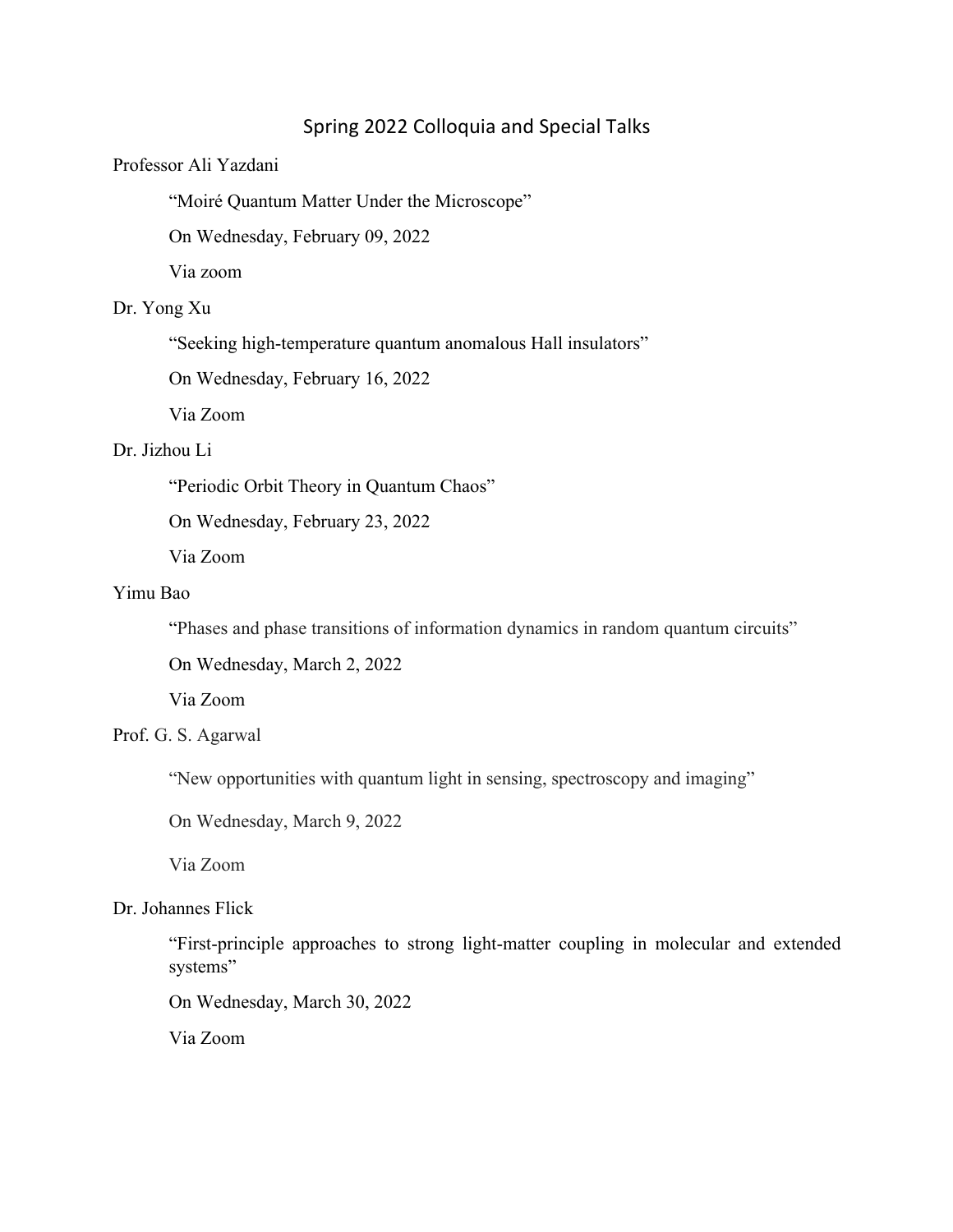# Spring 2022 Colloquia and Special Talks

Professor Ali Yazdani

> "Moiré Quantum Matter Under the Microscope"
>
> On Wednesday, February 09, 2022
>
> Via zoom

Dr. Yong Xu

> "Seeking high-temperature quantum anomalous Hall insulators"
>
> On Wednesday, February 16, 2022
>
> Via Zoom

Dr. Jizhou Li

> "Periodic Orbit Theory in Quantum Chaos"
>
> On Wednesday, February 23, 2022
>
> Via Zoom

Yimu Bao

> "Phases and phase transitions of information dynamics in random quantum circuits"
>
> On Wednesday, March 2, 2022
>
> Via Zoom

Prof. G. S. Agarwal

> "New opportunities with quantum light in sensing, spectroscopy and imaging"
>
> On Wednesday, March 9, 2022
>
> Via Zoom

Dr. Johannes Flick

> "First-principle approaches to strong light-matter coupling in molecular and extended systems"
>
> On Wednesday, March 30, 2022
>
> Via Zoom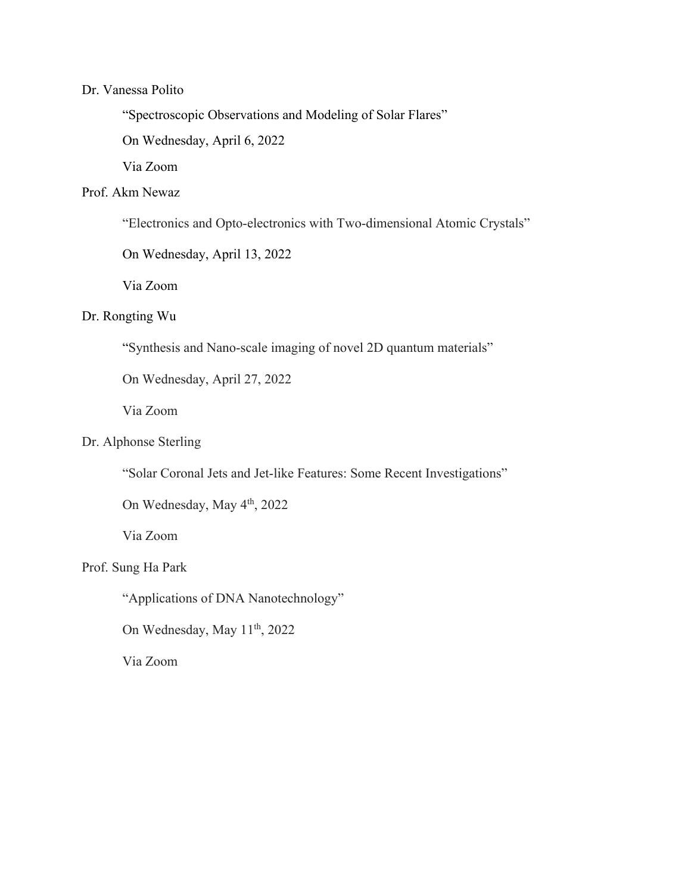Dr. Vanessa Polito

“Spectroscopic Observations and Modeling of Solar Flares”

On Wednesday, April 6, 2022

Via Zoom

Prof. Akm Newaz

“Electronics and Opto-electronics with Two-dimensional Atomic Crystals”

On Wednesday, April 13, 2022

Via Zoom

Dr. Rongting Wu

“Synthesis and Nano-scale imaging of novel 2D quantum materials”

On Wednesday, April 27, 2022

Via Zoom

Dr. Alphonse Sterling

“Solar Coronal Jets and Jet-like Features: Some Recent Investigations”

On Wednesday, May 4th, 2022

Via Zoom

Prof. Sung Ha Park

“Applications of DNA Nanotechnology”

On Wednesday, May 11th, 2022

Via Zoom